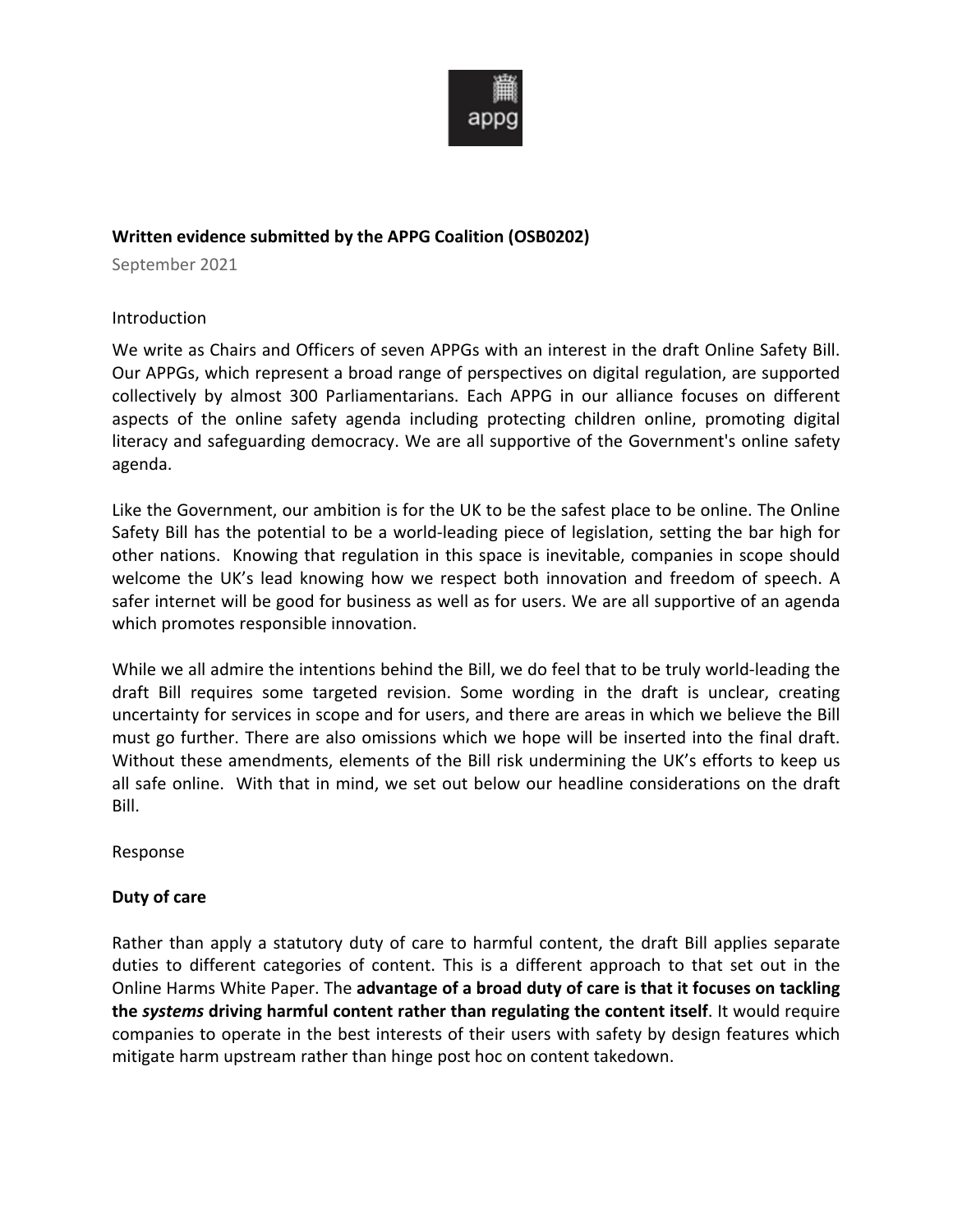**Written evidence submitted by the APPG Coalition (OSB0202)**

September 2021

Introduction

We write as Chairs and Officers of seven APPGs with an interest in the draft Online Safety Bill. Our APPGs, which represent a broad range of perspectives on digital regulation, are supported collectively by almost 300 Parliamentarians. Each APPG in our alliance focuses on different aspects of the online safety agenda including protecting children online, promoting digital literacy and safeguarding democracy. We are all supportive of the Government's online safety agenda.

Like the Government, our ambition is for the UK to be the safest place to be online. The Online Safety Bill has the potential to be a world-leading piece of legislation, setting the bar high for other nations. Knowing that regulation in this space is inevitable, companies in scope should welcome the UK's lead knowing how we respect both innovation and freedom of speech. A safer internet will be good for business as well as for users. We are all supportive of an agenda which promotes responsible innovation.

While we all admire the intentions behind the Bill, we do feel that to be truly world-leading the draft Bill requires some targeted revision. Some wording in the draft is unclear, creating uncertainty for services in scope and for users, and there are areas in which we believe the Bill must go further. There are also omissions which we hope will be inserted into the final draft. Without these amendments, elements of the Bill risk undermining the UK's efforts to keep us all safe online. With that in mind, we set out below our headline considerations on the draft Bill.

Response

**Duty of care**

Rather than apply a statutory duty of care to harmful content, the draft Bill applies separate duties to different categories of content. This is a different approach to that set out in the Online Harms White Paper. The **advantage of a broad duty of care is that it focuses on tackling the *systems* driving harmful content rather than regulating the content itself**. It would require companies to operate in the best interests of their users with safety by design features which mitigate harm upstream rather than hinge post hoc on content takedown.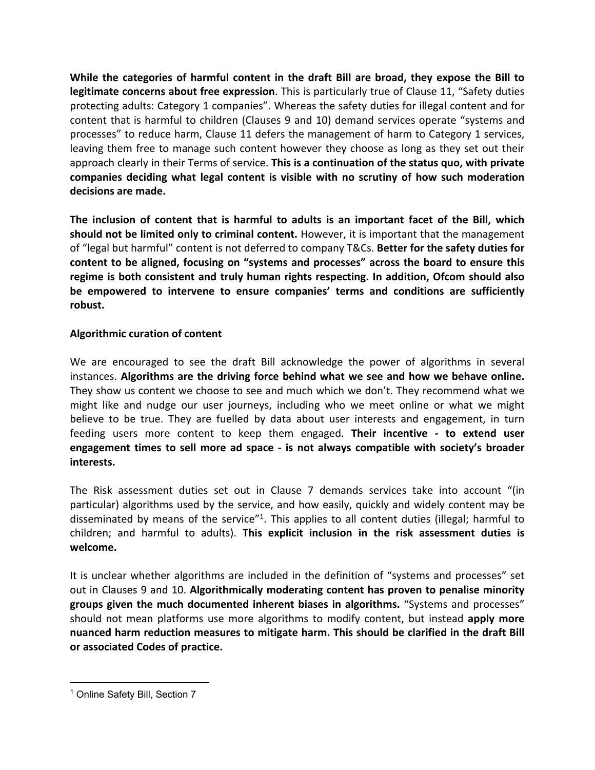**While the categories of harmful content in the draft Bill are broad, they expose the Bill to legitimate concerns about free expression**. This is particularly true of Clause 11, "Safety duties protecting adults: Category 1 companies". Whereas the safety duties for illegal content and for content that is harmful to children (Clauses 9 and 10) demand services operate "systems and processes" to reduce harm, Clause 11 defers the management of harm to Category 1 services, leaving them free to manage such content however they choose as long as they set out their approach clearly in their Terms of service. **This is a continuation of the status quo, with private companies deciding what legal content is visible with no scrutiny of how such moderation decisions are made.**

**The inclusion of content that is harmful to adults is an important facet of the Bill, which should not be limited only to criminal content.** However, it is important that the management of "legal but harmful" content is not deferred to company T&Cs. **Better for the safety duties for content to be aligned, focusing on "systems and processes" across the board to ensure this regime is both consistent and truly human rights respecting. In addition, Ofcom should also be empowered to intervene to ensure companies' terms and conditions are sufficiently robust.**

**Algorithmic curation of content**

We are encouraged to see the draft Bill acknowledge the power of algorithms in several instances. **Algorithms are the driving force behind what we see and how we behave online.** They show us content we choose to see and much which we don't. They recommend what we might like and nudge our user journeys, including who we meet online or what we might believe to be true. They are fuelled by data about user interests and engagement, in turn feeding users more content to keep them engaged. **Their incentive - to extend user engagement times to sell more ad space - is not always compatible with society's broader interests.**

The Risk assessment duties set out in Clause 7 demands services take into account "(in particular) algorithms used by the service, and how easily, quickly and widely content may be disseminated by means of the service"[1]. This applies to all content duties (illegal; harmful to children; and harmful to adults). **This explicit inclusion in the risk assessment duties is welcome.**

It is unclear whether algorithms are included in the definition of "systems and processes" set out in Clauses 9 and 10. **Algorithmically moderating content has proven to penalise minority groups given the much documented inherent biases in algorithms.** "Systems and processes" should not mean platforms use more algorithms to modify content, but instead **apply more nuanced harm reduction measures to mitigate harm. This should be clarified in the draft Bill or associated Codes of practice.**

[1] Online Safety Bill, Section 7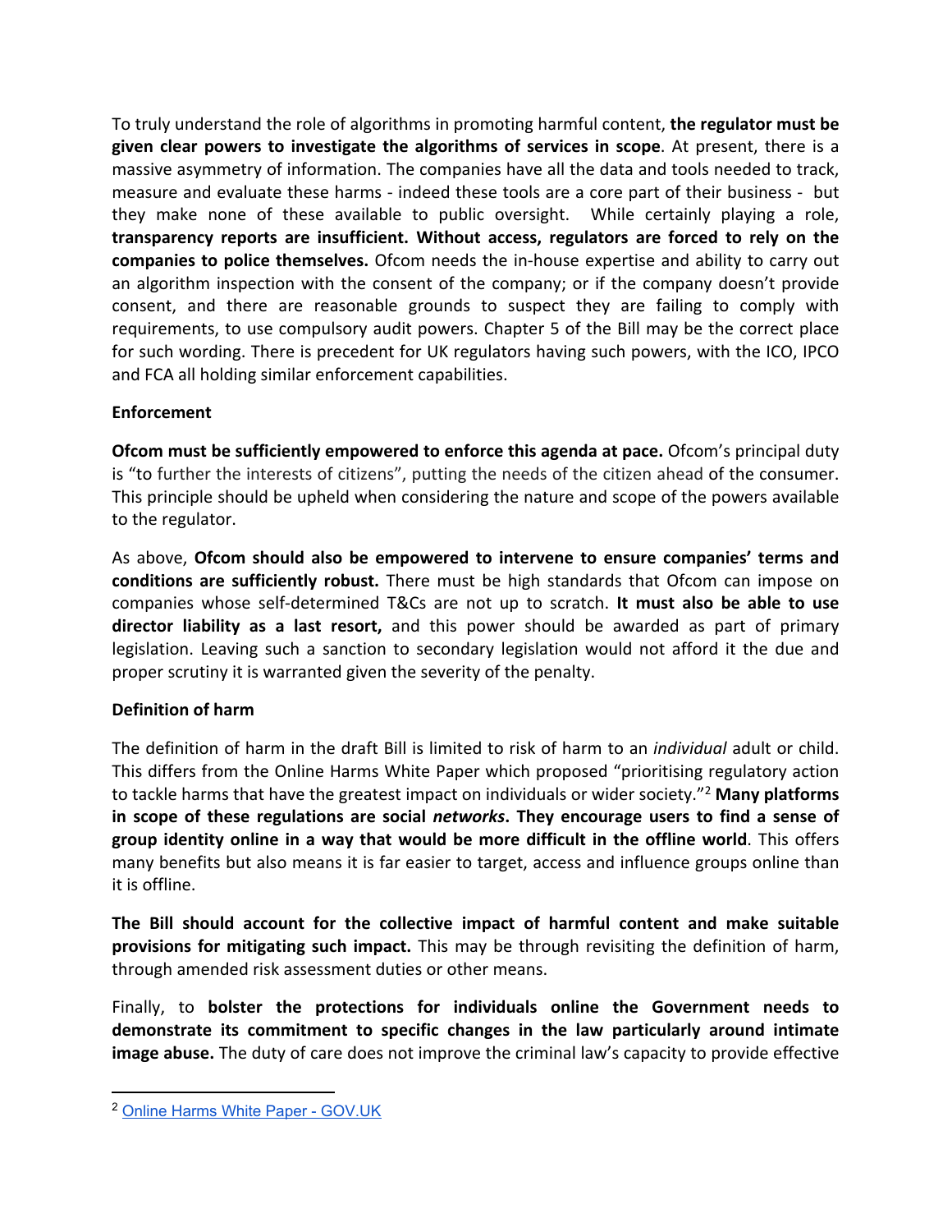To truly understand the role of algorithms in promoting harmful content, **the regulator must be given clear powers to investigate the algorithms of services in scope**. At present, there is a massive asymmetry of information. The companies have all the data and tools needed to track, measure and evaluate these harms - indeed these tools are a core part of their business - but they make none of these available to public oversight. While certainly playing a role, **transparency reports are insufficient. Without access, regulators are forced to rely on the companies to police themselves.** Ofcom needs the in-house expertise and ability to carry out an algorithm inspection with the consent of the company; or if the company doesn't provide consent, and there are reasonable grounds to suspect they are failing to comply with requirements, to use compulsory audit powers. Chapter 5 of the Bill may be the correct place for such wording. There is precedent for UK regulators having such powers, with the ICO, IPCO and FCA all holding similar enforcement capabilities.

**Enforcement**

**Ofcom must be sufficiently empowered to enforce this agenda at pace.** Ofcom's principal duty is "to further the interests of citizens", putting the needs of the citizen ahead of the consumer. This principle should be upheld when considering the nature and scope of the powers available to the regulator.

As above, **Ofcom should also be empowered to intervene to ensure companies' terms and conditions are sufficiently robust.** There must be high standards that Ofcom can impose on companies whose self-determined T&Cs are not up to scratch. **It must also be able to use director liability as a last resort,** and this power should be awarded as part of primary legislation. Leaving such a sanction to secondary legislation would not afford it the due and proper scrutiny it is warranted given the severity of the penalty.

**Definition of harm**

The definition of harm in the draft Bill is limited to risk of harm to an *individual* adult or child. This differs from the Online Harms White Paper which proposed "prioritising regulatory action to tackle harms that have the greatest impact on individuals or wider society."[2] **Many platforms in scope of these regulations are social *networks*. They encourage users to find a sense of group identity online in a way that would be more difficult in the offline world**. This offers many benefits but also means it is far easier to target, access and influence groups online than it is offline.

**The Bill should account for the collective impact of harmful content and make suitable provisions for mitigating such impact.** This may be through revisiting the definition of harm, through amended risk assessment duties or other means.

Finally, to **bolster the protections for individuals online the Government needs to demonstrate its commitment to specific changes in the law particularly around intimate image abuse.** The duty of care does not improve the criminal law's capacity to provide effective

[2] Online Harms White Paper - GOV.UK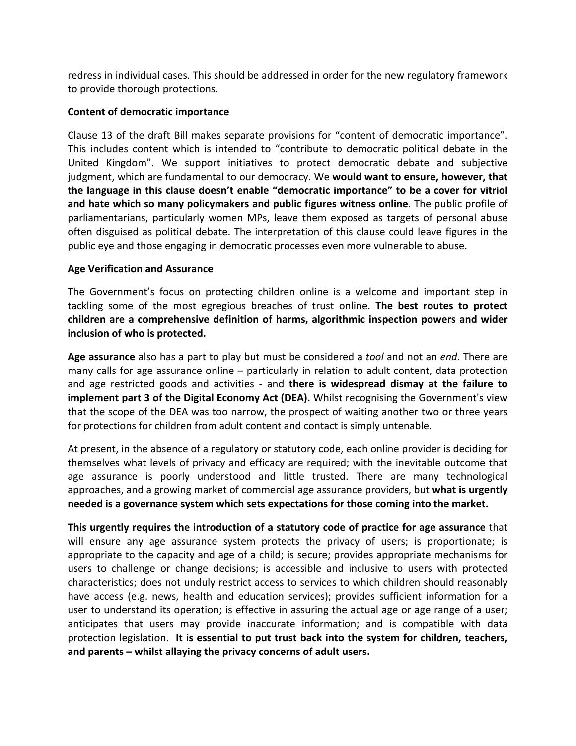redress in individual cases. This should be addressed in order for the new regulatory framework to provide thorough protections.

**Content of democratic importance**

Clause 13 of the draft Bill makes separate provisions for "content of democratic importance". This includes content which is intended to "contribute to democratic political debate in the United Kingdom". We support initiatives to protect democratic debate and subjective judgment, which are fundamental to our democracy. We **would want to ensure, however, that the language in this clause doesn't enable "democratic importance" to be a cover for vitriol and hate which so many policymakers and public figures witness online**. The public profile of parliamentarians, particularly women MPs, leave them exposed as targets of personal abuse often disguised as political debate. The interpretation of this clause could leave figures in the public eye and those engaging in democratic processes even more vulnerable to abuse.

**Age Verification and Assurance**

The Government's focus on protecting children online is a welcome and important step in tackling some of the most egregious breaches of trust online. **The best routes to protect children are a comprehensive definition of harms, algorithmic inspection powers and wider inclusion of who is protected.**

**Age assurance** also has a part to play but must be considered a *tool* and not an *end*. There are many calls for age assurance online – particularly in relation to adult content, data protection and age restricted goods and activities - and **there is widespread dismay at the failure to implement part 3 of the Digital Economy Act (DEA).** Whilst recognising the Government's view that the scope of the DEA was too narrow, the prospect of waiting another two or three years for protections for children from adult content and contact is simply untenable.

At present, in the absence of a regulatory or statutory code, each online provider is deciding for themselves what levels of privacy and efficacy are required; with the inevitable outcome that age assurance is poorly understood and little trusted. There are many technological approaches, and a growing market of commercial age assurance providers, but **what is urgently needed is a governance system which sets expectations for those coming into the market.**

**This urgently requires the introduction of a statutory code of practice for age assurance** that will ensure any age assurance system protects the privacy of users; is proportionate; is appropriate to the capacity and age of a child; is secure; provides appropriate mechanisms for users to challenge or change decisions; is accessible and inclusive to users with protected characteristics; does not unduly restrict access to services to which children should reasonably have access (e.g. news, health and education services); provides sufficient information for a user to understand its operation; is effective in assuring the actual age or age range of a user; anticipates that users may provide inaccurate information; and is compatible with data protection legislation. **It is essential to put trust back into the system for children, teachers, and parents – whilst allaying the privacy concerns of adult users.**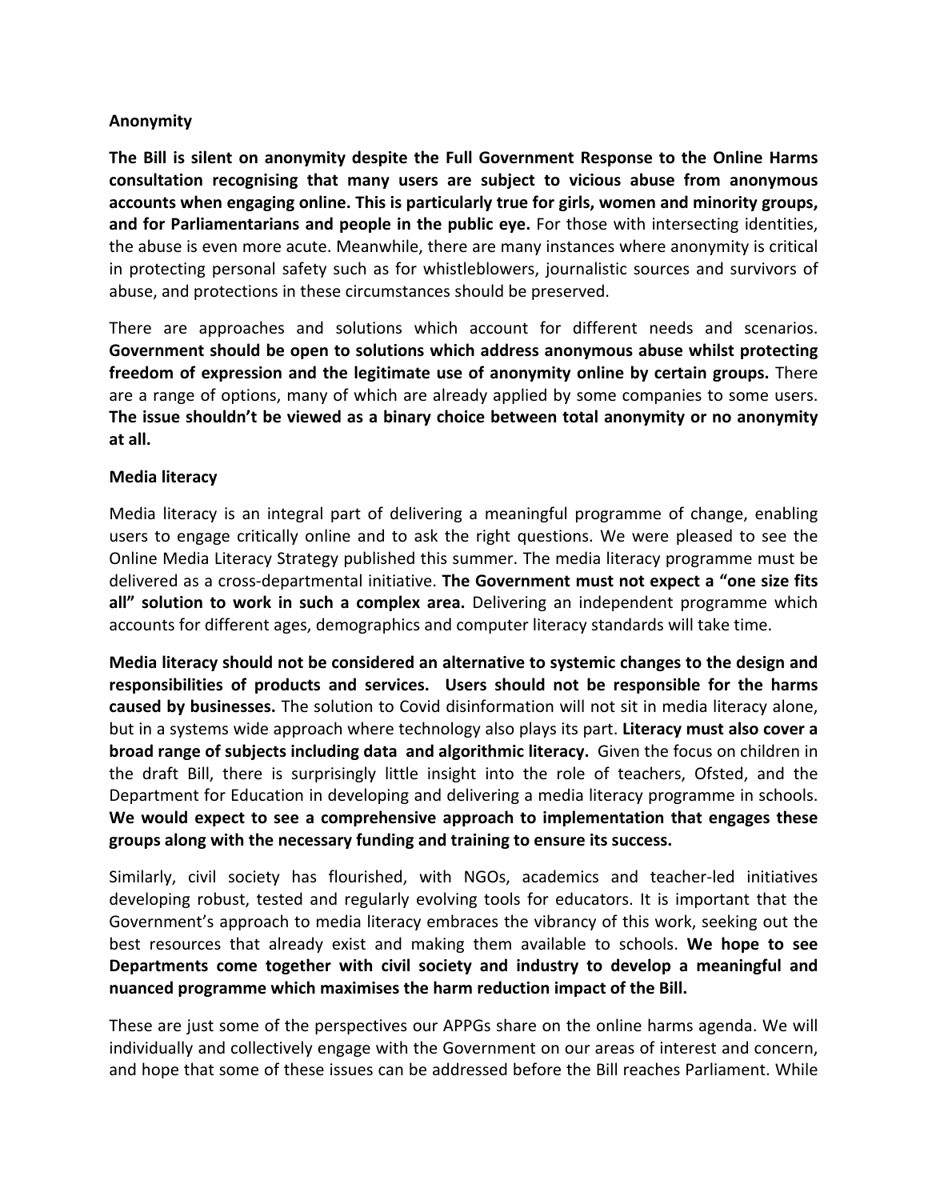**Anonymity**

**The Bill is silent on anonymity despite the Full Government Response to the Online Harms consultation recognising that many users are subject to vicious abuse from anonymous accounts when engaging online. This is particularly true for girls, women and minority groups, and for Parliamentarians and people in the public eye.** For those with intersecting identities, the abuse is even more acute. Meanwhile, there are many instances where anonymity is critical in protecting personal safety such as for whistleblowers, journalistic sources and survivors of abuse, and protections in these circumstances should be preserved.

There are approaches and solutions which account for different needs and scenarios. **Government should be open to solutions which address anonymous abuse whilst protecting freedom of expression and the legitimate use of anonymity online by certain groups.** There are a range of options, many of which are already applied by some companies to some users. **The issue shouldn't be viewed as a binary choice between total anonymity or no anonymity at all.**

**Media literacy**

Media literacy is an integral part of delivering a meaningful programme of change, enabling users to engage critically online and to ask the right questions. We were pleased to see the Online Media Literacy Strategy published this summer. The media literacy programme must be delivered as a cross-departmental initiative. **The Government must not expect a "one size fits all" solution to work in such a complex area.** Delivering an independent programme which accounts for different ages, demographics and computer literacy standards will take time.

**Media literacy should not be considered an alternative to systemic changes to the design and responsibilities of products and services. Users should not be responsible for the harms caused by businesses.** The solution to Covid disinformation will not sit in media literacy alone, but in a systems wide approach where technology also plays its part. **Literacy must also cover a broad range of subjects including data and algorithmic literacy.** Given the focus on children in the draft Bill, there is surprisingly little insight into the role of teachers, Ofsted, and the Department for Education in developing and delivering a media literacy programme in schools. **We would expect to see a comprehensive approach to implementation that engages these groups along with the necessary funding and training to ensure its success.**

Similarly, civil society has flourished, with NGOs, academics and teacher-led initiatives developing robust, tested and regularly evolving tools for educators. It is important that the Government's approach to media literacy embraces the vibrancy of this work, seeking out the best resources that already exist and making them available to schools. **We hope to see Departments come together with civil society and industry to develop a meaningful and nuanced programme which maximises the harm reduction impact of the Bill.**

These are just some of the perspectives our APPGs share on the online harms agenda. We will individually and collectively engage with the Government on our areas of interest and concern, and hope that some of these issues can be addressed before the Bill reaches Parliament. While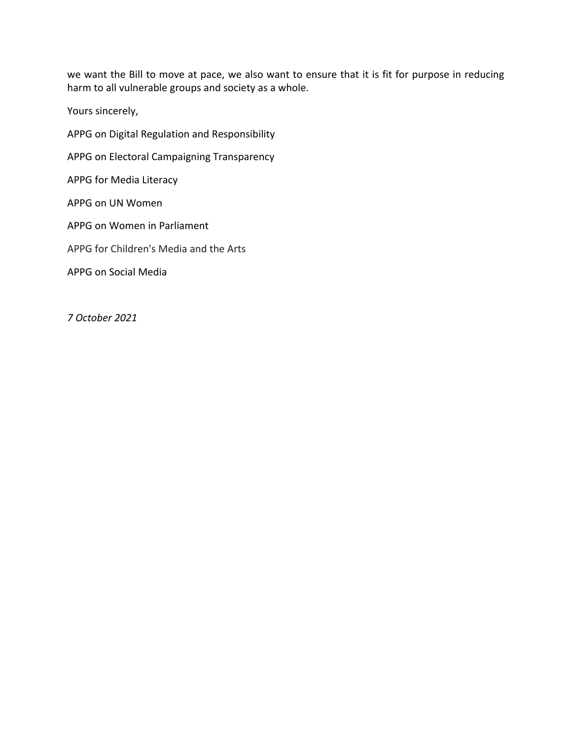we want the Bill to move at pace, we also want to ensure that it is fit for purpose in reducing harm to all vulnerable groups and society as a whole.

Yours sincerely,

APPG on Digital Regulation and Responsibility

APPG on Electoral Campaigning Transparency

APPG for Media Literacy

APPG on UN Women

APPG on Women in Parliament

APPG for Children's Media and the Arts

APPG on Social Media

*7 October 2021*